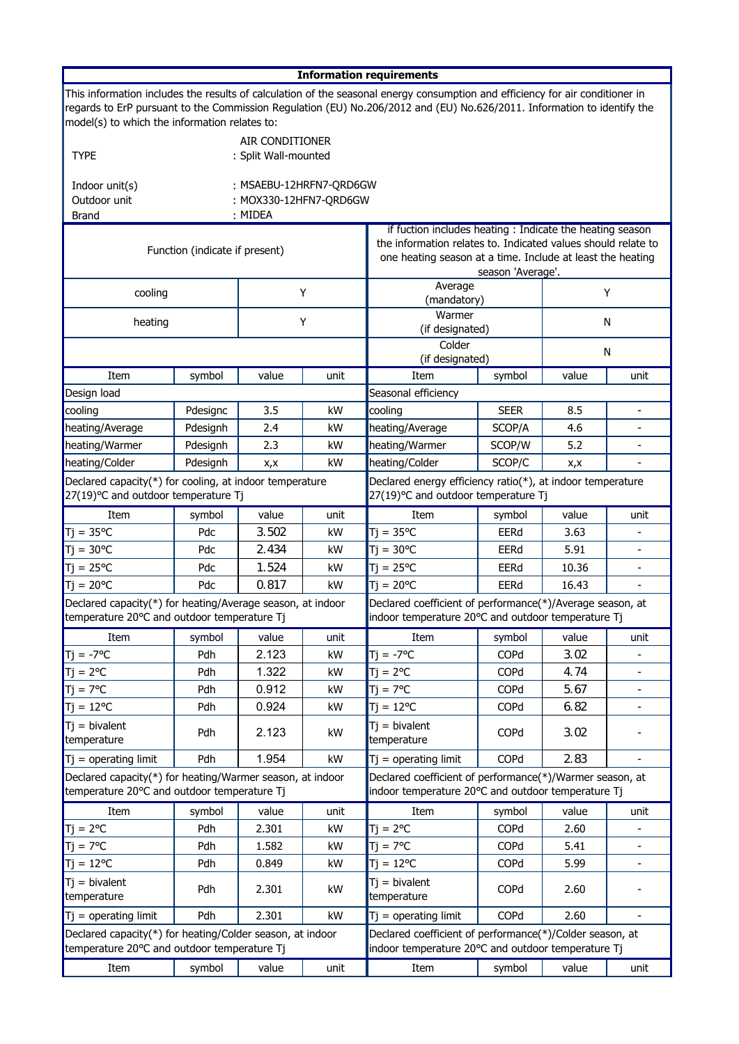# Information requirements

This information includes the results of calculation of the seasonal energy consumption and efficiency for air conditioner in regards to ErP pursuant to the Commission Regulation (EU) No.206/2012 and (EU) No.626/2011. Information to identify the model(s) to which the information relates to:

| | |
|---|---|
| TYPE | AIR CONDITIONER<br>: Split Wall-mounted |
| Indoor unit(s) | : MSAEBU-12HRFN7-QRD6GW |
| Outdoor unit | : MOX330-12HFN7-QRD6GW |
| Brand | : MIDEA |

| Function (indicate if present) | | if fuction includes heating : Indicate the heating season the information relates to. Indicated values should relate to one heating season at a time. Include at least the heating season 'Average'. | |
|---|---|---|---|
| cooling | Y | Average (mandatory) | Y |
| heating | Y | Warmer (if designated) | N |
| | | Colder (if designated) | N |

| Item | symbol | value | unit | Item | symbol | value | unit |
|---|---|---|---|---|---|---|---|
| Design load | | | | Seasonal efficiency | | | |
| cooling | Pdesignc | 3.5 | kW | cooling | SEER | 8.5 | - |
| heating/Average | Pdesignh | 2.4 | kW | heating/Average | SCOP/A | 4.6 | - |
| heating/Warmer | Pdesignh | 2.3 | kW | heating/Warmer | SCOP/W | 5.2 | - |
| heating/Colder | Pdesignh | x,x | kW | heating/Colder | SCOP/C | x,x | - |
| Declared capacity(*) for cooling, at indoor temperature 27(19)°C and outdoor temperature Tj | | | | Declared energy efficiency ratio(*), at indoor temperature 27(19)°C and outdoor temperature Tj | | | |
| Item | symbol | value | unit | Item | symbol | value | unit |
| Tj = 35°C | Pdc | 3.502 | kW | Tj = 35°C | EERd | 3.63 | - |
| Tj = 30°C | Pdc | 2.434 | kW | Tj = 30°C | EERd | 5.91 | - |
| Tj = 25°C | Pdc | 1.524 | kW | Tj = 25°C | EERd | 10.36 | - |
| Tj = 20°C | Pdc | 0.817 | kW | Tj = 20°C | EERd | 16.43 | - |
| Declared capacity(*) for heating/Average season, at indoor temperature 20°C and outdoor temperature Tj | | | | Declared coefficient of performance(*)/Average season, at indoor temperature 20°C and outdoor temperature Tj | | | |
| Item | symbol | value | unit | Item | symbol | value | unit |
| Tj = -7°C | Pdh | 2.123 | kW | Tj = -7°C | COPd | 3.02 | - |
| Tj = 2°C | Pdh | 1.322 | kW | Tj = 2°C | COPd | 4.74 | - |
| Tj = 7°C | Pdh | 0.912 | kW | Tj = 7°C | COPd | 5.67 | - |
| Tj = 12°C | Pdh | 0.924 | kW | Tj = 12°C | COPd | 6.82 | - |
| Tj = bivalent temperature | Pdh | 2.123 | kW | Tj = bivalent temperature | COPd | 3.02 | - |
| Tj = operating limit | Pdh | 1.954 | kW | Tj = operating limit | COPd | 2.83 | - |
| Declared capacity(*) for heating/Warmer season, at indoor temperature 20°C and outdoor temperature Tj | | | | Declared coefficient of performance(*)/Warmer season, at indoor temperature 20°C and outdoor temperature Tj | | | |
| Item | symbol | value | unit | Item | symbol | value | unit |
| Tj = 2°C | Pdh | 2.301 | kW | Tj = 2°C | COPd | 2.60 | - |
| Tj = 7°C | Pdh | 1.582 | kW | Tj = 7°C | COPd | 5.41 | - |
| Tj = 12°C | Pdh | 0.849 | kW | Tj = 12°C | COPd | 5.99 | - |
| Tj = bivalent temperature | Pdh | 2.301 | kW | Tj = bivalent temperature | COPd | 2.60 | - |
| Tj = operating limit | Pdh | 2.301 | kW | Tj = operating limit | COPd | 2.60 | - |
| Declared capacity(*) for heating/Colder season, at indoor temperature 20°C and outdoor temperature Tj | | | | Declared coefficient of performance(*)/Colder season, at indoor temperature 20°C and outdoor temperature Tj | | | |
| Item | symbol | value | unit | Item | symbol | value | unit |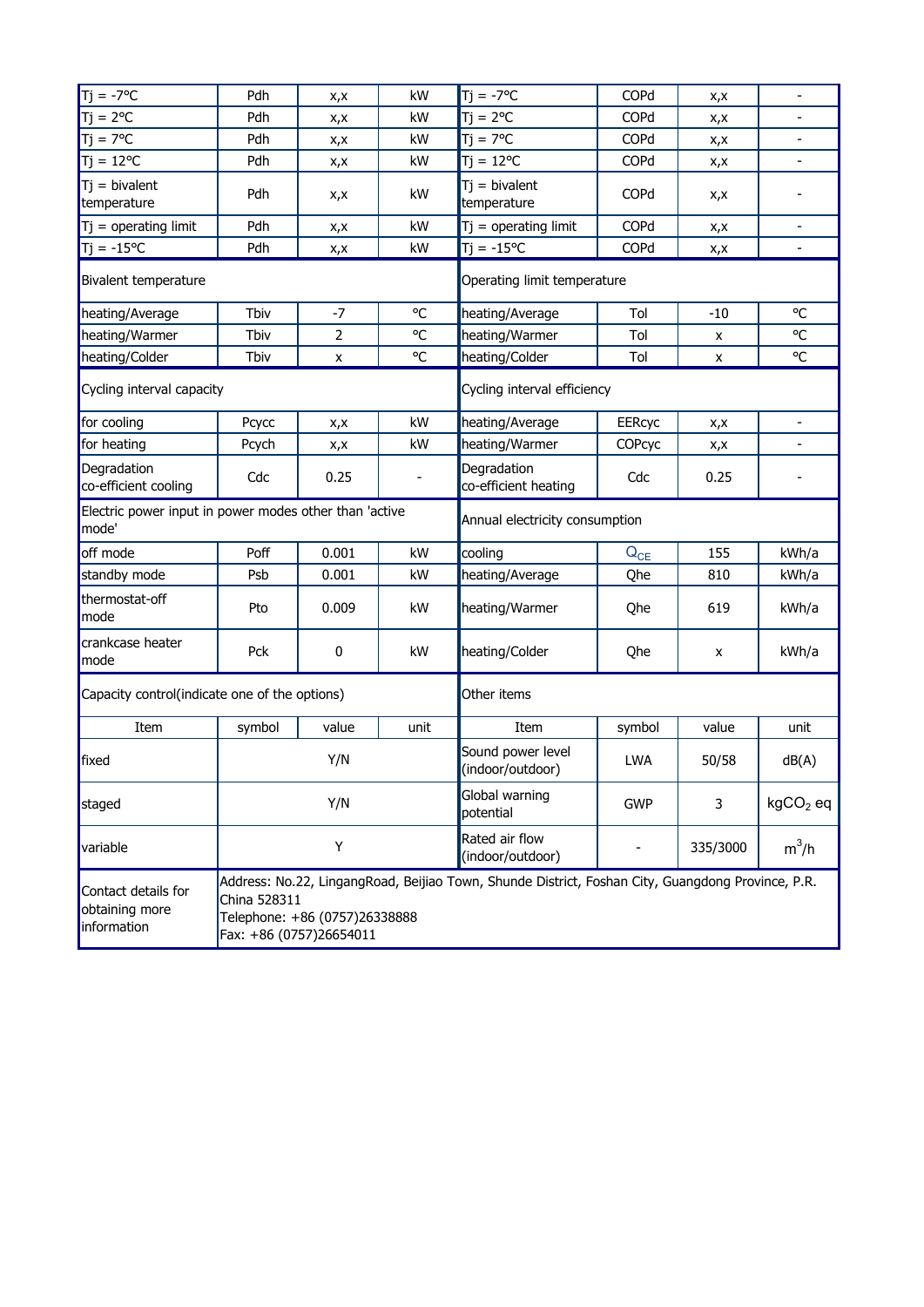| | | | | | | | |
|---|---|---|---|---|---|---|---|
| Tj = -7°C | Pdh | x,x | kW | Tj = -7°C | COPd | x,x | - |
| Tj = 2°C | Pdh | x,x | kW | Tj = 2°C | COPd | x,x | - |
| Tj = 7°C | Pdh | x,x | kW | Tj = 7°C | COPd | x,x | - |
| Tj = 12°C | Pdh | x,x | kW | Tj = 12°C | COPd | x,x | - |
| Tj = bivalent temperature | Pdh | x,x | kW | Tj = bivalent temperature | COPd | x,x | - |
| Tj = operating limit | Pdh | x,x | kW | Tj = operating limit | COPd | x,x | - |
| Tj = -15°C | Pdh | x,x | kW | Tj = -15°C | COPd | x,x | - |
| Bivalent temperature | | | | Operating limit temperature | | | |
| heating/Average | Tbiv | -7 | °C | heating/Average | Tol | -10 | °C |
| heating/Warmer | Tbiv | 2 | °C | heating/Warmer | Tol | x | °C |
| heating/Colder | Tbiv | x | °C | heating/Colder | Tol | x | °C |
| Cycling interval capacity | | | | Cycling interval efficiency | | | |
| for cooling | Pcycc | x,x | kW | heating/Average | EERcyc | x,x | - |
| for heating | Pcych | x,x | kW | heating/Warmer | COPcyc | x,x | - |
| Degradation co-efficient cooling | Cdc | 0.25 | - | Degradation co-efficient heating | Cdc | 0.25 | - |
| Electric power input in power modes other than 'active mode' | | | | Annual electricity consumption | | | |
| off mode | Poff | 0.001 | kW | cooling | $Q_{CE}$ | 155 | kWh/a |
| standby mode | Psb | 0.001 | kW | heating/Average | Qhe | 810 | kWh/a |
| thermostat-off mode | Pto | 0.009 | kW | heating/Warmer | Qhe | 619 | kWh/a |
| crankcase heater mode | Pck | 0 | kW | heating/Colder | Qhe | x | kWh/a |
| Capacity control(indicate one of the options) | | | | Other items | | | |
| Item | symbol | value | unit | Item | symbol | value | unit |
| fixed | Y/N | | | Sound power level (indoor/outdoor) | LWA | 50/58 | dB(A) |
| staged | Y/N | | | Global warning potential | GWP | 3 | $kgCO_2$ eq |
| variable | Y | | | Rated air flow (indoor/outdoor) | - | 335/3000 | $m^3/h$ |
| Contact details for obtaining more information | Address: No.22, LingangRoad, Beijiao Town, Shunde District, Foshan City, Guangdong Province, P.R. China 528311<br>Telephone: +86 (0757)26338888<br>Fax: +86 (0757)26654011 | | | | | | |